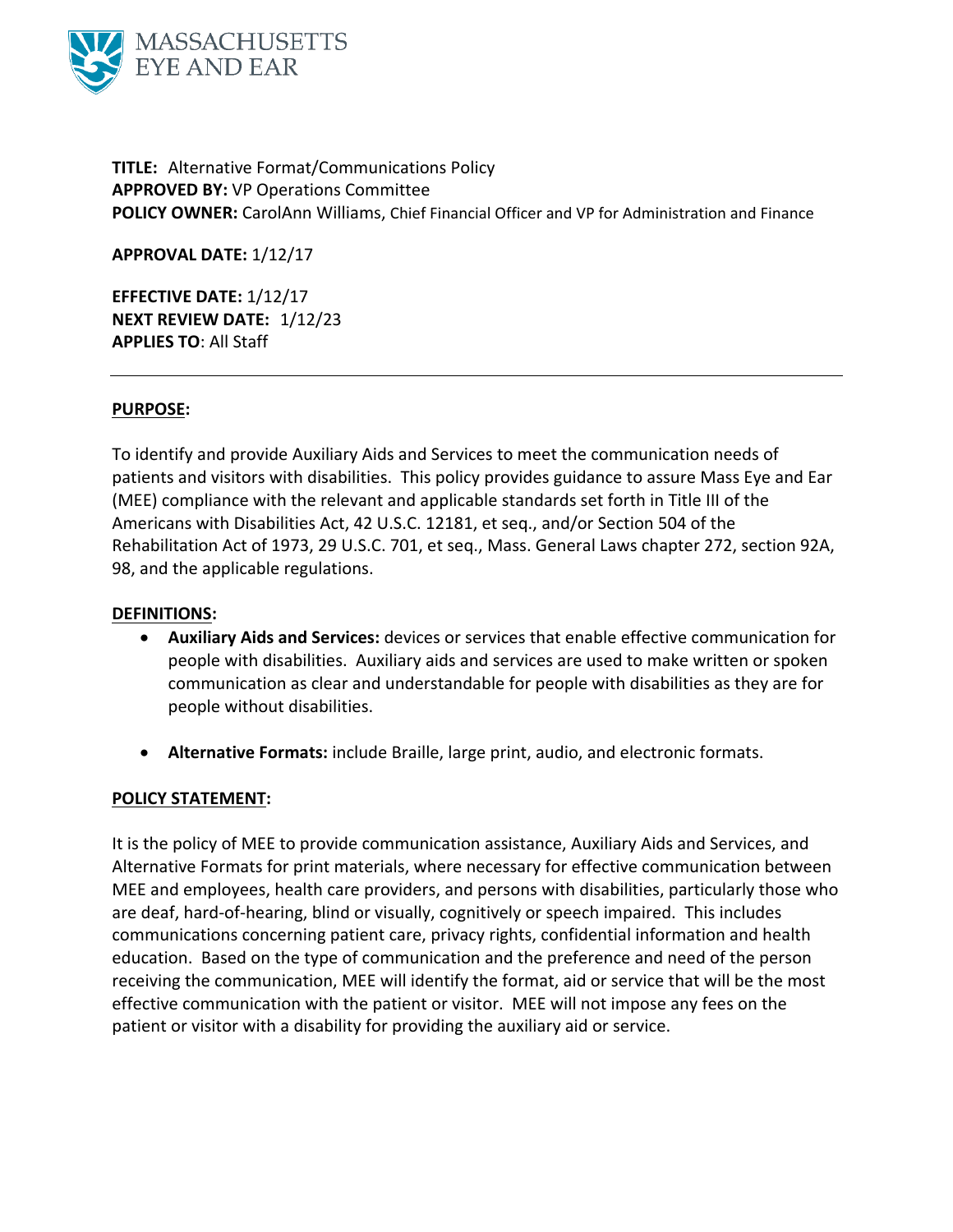MASSACHUSETTS EYE AND EAR

**TITLE:** Alternative Format/Communications Policy
**APPROVED BY:** VP Operations Committee
**POLICY OWNER:** CarolAnn Williams, Chief Financial Officer and VP for Administration and Finance

**APPROVAL DATE:** 1/12/17

**EFFECTIVE DATE:** 1/12/17
**NEXT REVIEW DATE:** 1/12/23
**APPLIES TO**: All Staff

---

## PURPOSE:

To identify and provide Auxiliary Aids and Services to meet the communication needs of patients and visitors with disabilities. This policy provides guidance to assure Mass Eye and Ear (MEE) compliance with the relevant and applicable standards set forth in Title III of the Americans with Disabilities Act, 42 U.S.C. 12181, et seq., and/or Section 504 of the Rehabilitation Act of 1973, 29 U.S.C. 701, et seq., Mass. General Laws chapter 272, section 92A, 98, and the applicable regulations.

## DEFINITIONS:

- **Auxiliary Aids and Services:** devices or services that enable effective communication for people with disabilities. Auxiliary aids and services are used to make written or spoken communication as clear and understandable for people with disabilities as they are for people without disabilities.

- **Alternative Formats:** include Braille, large print, audio, and electronic formats.

## POLICY STATEMENT:

It is the policy of MEE to provide communication assistance, Auxiliary Aids and Services, and Alternative Formats for print materials, where necessary for effective communication between MEE and employees, health care providers, and persons with disabilities, particularly those who are deaf, hard-of-hearing, blind or visually, cognitively or speech impaired. This includes communications concerning patient care, privacy rights, confidential information and health education. Based on the type of communication and the preference and need of the person receiving the communication, MEE will identify the format, aid or service that will be the most effective communication with the patient or visitor. MEE will not impose any fees on the patient or visitor with a disability for providing the auxiliary aid or service.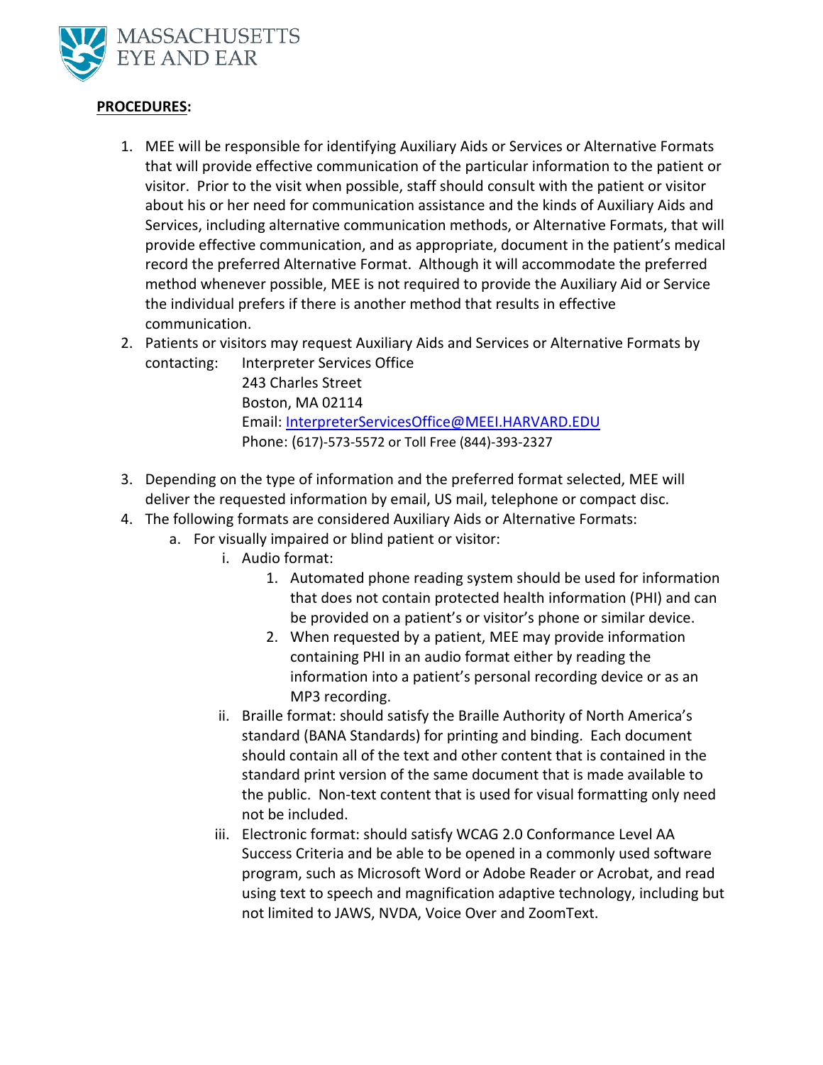**PROCEDURES:**

1. MEE will be responsible for identifying Auxiliary Aids or Services or Alternative Formats that will provide effective communication of the particular information to the patient or visitor. Prior to the visit when possible, staff should consult with the patient or visitor about his or her need for communication assistance and the kinds of Auxiliary Aids and Services, including alternative communication methods, or Alternative Formats, that will provide effective communication, and as appropriate, document in the patient's medical record the preferred Alternative Format. Although it will accommodate the preferred method whenever possible, MEE is not required to provide the Auxiliary Aid or Service the individual prefers if there is another method that results in effective communication.
2. Patients or visitors may request Auxiliary Aids and Services or Alternative Formats by contacting: Interpreter Services Office
   243 Charles Street
   Boston, MA 02114
   Email: InterpreterServicesOffice@MEEI.HARVARD.EDU
   Phone: (617)-573-5572 or Toll Free (844)-393-2327
3. Depending on the type of information and the preferred format selected, MEE will deliver the requested information by email, US mail, telephone or compact disc.
4. The following formats are considered Auxiliary Aids or Alternative Formats:
   a. For visually impaired or blind patient or visitor:
      i. Audio format:
         1. Automated phone reading system should be used for information that does not contain protected health information (PHI) and can be provided on a patient's or visitor's phone or similar device.
         2. When requested by a patient, MEE may provide information containing PHI in an audio format either by reading the information into a patient's personal recording device or as an MP3 recording.
      ii. Braille format: should satisfy the Braille Authority of North America's standard (BANA Standards) for printing and binding. Each document should contain all of the text and other content that is contained in the standard print version of the same document that is made available to the public. Non-text content that is used for visual formatting only need not be included.
      iii. Electronic format: should satisfy WCAG 2.0 Conformance Level AA Success Criteria and be able to be opened in a commonly used software program, such as Microsoft Word or Adobe Reader or Acrobat, and read using text to speech and magnification adaptive technology, including but not limited to JAWS, NVDA, Voice Over and ZoomText.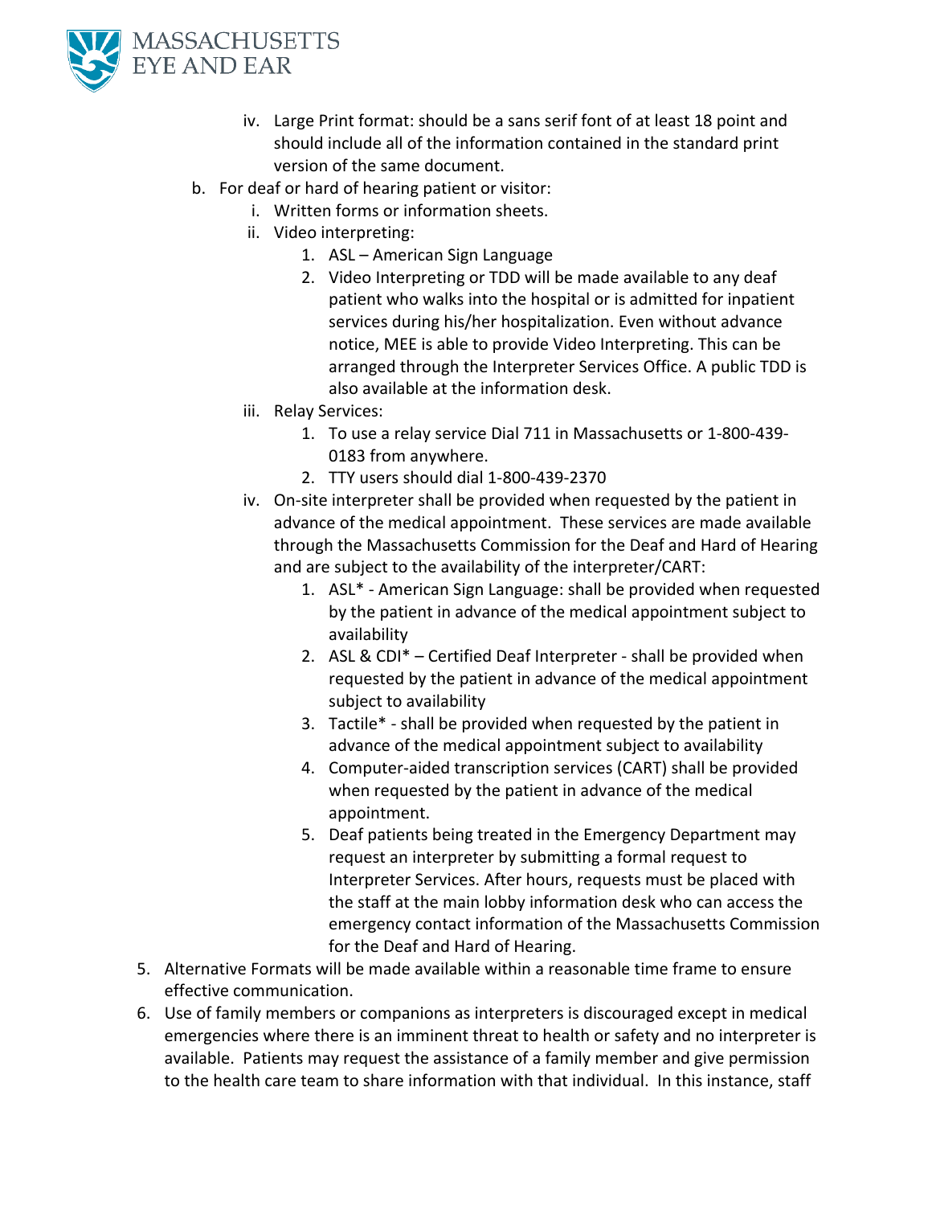iv. Large Print format: should be a sans serif font of at least 18 point and should include all of the information contained in the standard print version of the same document.

b. For deaf or hard of hearing patient or visitor:
   i. Written forms or information sheets.
   ii. Video interpreting:
      1. ASL – American Sign Language
      2. Video Interpreting or TDD will be made available to any deaf patient who walks into the hospital or is admitted for inpatient services during his/her hospitalization. Even without advance notice, MEE is able to provide Video Interpreting. This can be arranged through the Interpreter Services Office. A public TDD is also available at the information desk.
   iii. Relay Services:
      1. To use a relay service Dial 711 in Massachusetts or 1-800-439-0183 from anywhere.
      2. TTY users should dial 1-800-439-2370
   iv. On-site interpreter shall be provided when requested by the patient in advance of the medical appointment. These services are made available through the Massachusetts Commission for the Deaf and Hard of Hearing and are subject to the availability of the interpreter/CART:
      1. ASL* - American Sign Language: shall be provided when requested by the patient in advance of the medical appointment subject to availability
      2. ASL & CDI* – Certified Deaf Interpreter - shall be provided when requested by the patient in advance of the medical appointment subject to availability
      3. Tactile* - shall be provided when requested by the patient in advance of the medical appointment subject to availability
      4. Computer-aided transcription services (CART) shall be provided when requested by the patient in advance of the medical appointment.
      5. Deaf patients being treated in the Emergency Department may request an interpreter by submitting a formal request to Interpreter Services. After hours, requests must be placed with the staff at the main lobby information desk who can access the emergency contact information of the Massachusetts Commission for the Deaf and Hard of Hearing.

5. Alternative Formats will be made available within a reasonable time frame to ensure effective communication.
6. Use of family members or companions as interpreters is discouraged except in medical emergencies where there is an imminent threat to health or safety and no interpreter is available. Patients may request the assistance of a family member and give permission to the health care team to share information with that individual. In this instance, staff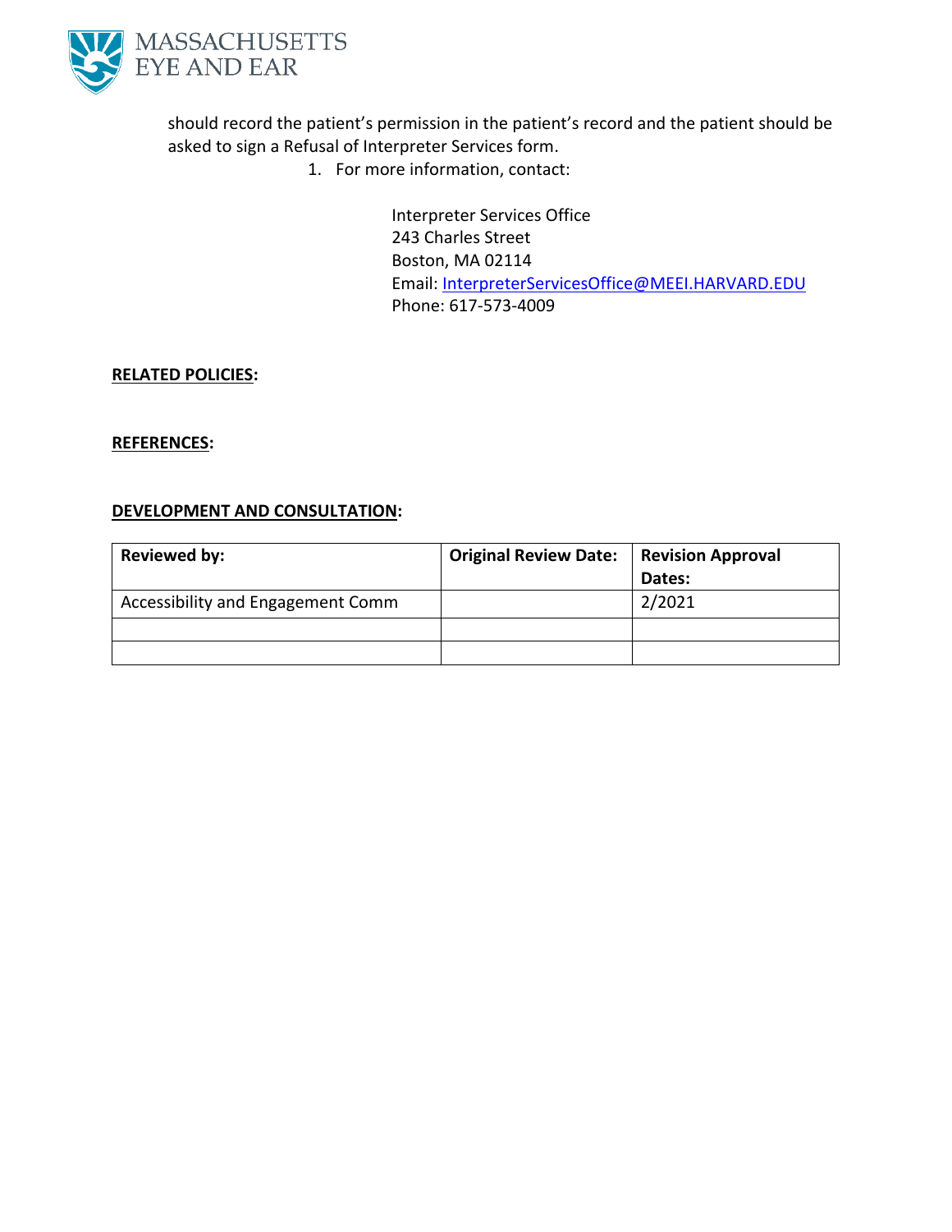should record the patient's permission in the patient's record and the patient should be asked to sign a Refusal of Interpreter Services form.

1. For more information, contact:

   Interpreter Services Office
   243 Charles Street
   Boston, MA 02114
   Email: InterpreterServicesOffice@MEEI.HARVARD.EDU
   Phone: 617-573-4009

**RELATED POLICIES:**

**REFERENCES:**

**DEVELOPMENT AND CONSULTATION:**

| Reviewed by: | Original Review Date: | Revision Approval Dates: |
|---|---|---|
| Accessibility and Engagement Comm | | 2/2021 |
| | | |
| | | |